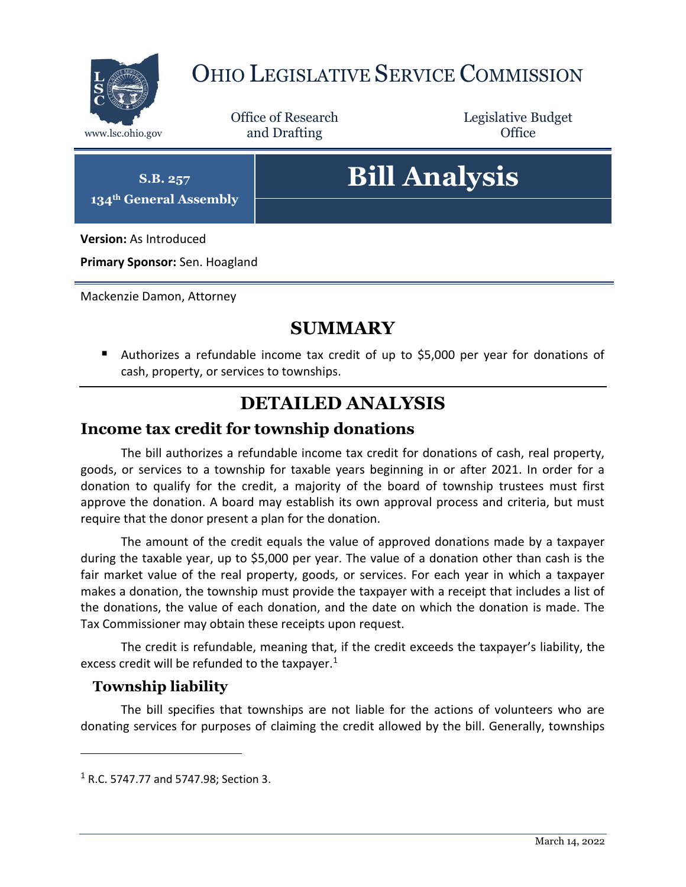# OHIO LEGISLATIVE SERVICE COMMISSION

www.lsc.ohio.gov

Office of Research and Drafting

Legislative Budget Office

**S.B. 257**
**134th General Assembly**

# Bill Analysis

**Version:** As Introduced

**Primary Sponsor:** Sen. Hoagland

Mackenzie Damon, Attorney

## SUMMARY

- Authorizes a refundable income tax credit of up to $5,000 per year for donations of cash, property, or services to townships.

## DETAILED ANALYSIS

### Income tax credit for township donations

The bill authorizes a refundable income tax credit for donations of cash, real property, goods, or services to a township for taxable years beginning in or after 2021. In order for a donation to qualify for the credit, a majority of the board of township trustees must first approve the donation. A board may establish its own approval process and criteria, but must require that the donor present a plan for the donation.

The amount of the credit equals the value of approved donations made by a taxpayer during the taxable year, up to $5,000 per year. The value of a donation other than cash is the fair market value of the real property, goods, or services. For each year in which a taxpayer makes a donation, the township must provide the taxpayer with a receipt that includes a list of the donations, the value of each donation, and the date on which the donation is made. The Tax Commissioner may obtain these receipts upon request.

The credit is refundable, meaning that, if the credit exceeds the taxpayer's liability, the excess credit will be refunded to the taxpayer.[1]

#### Township liability

The bill specifies that townships are not liable for the actions of volunteers who are donating services for purposes of claiming the credit allowed by the bill. Generally, townships

[1] R.C. 5747.77 and 5747.98; Section 3.

March 14, 2022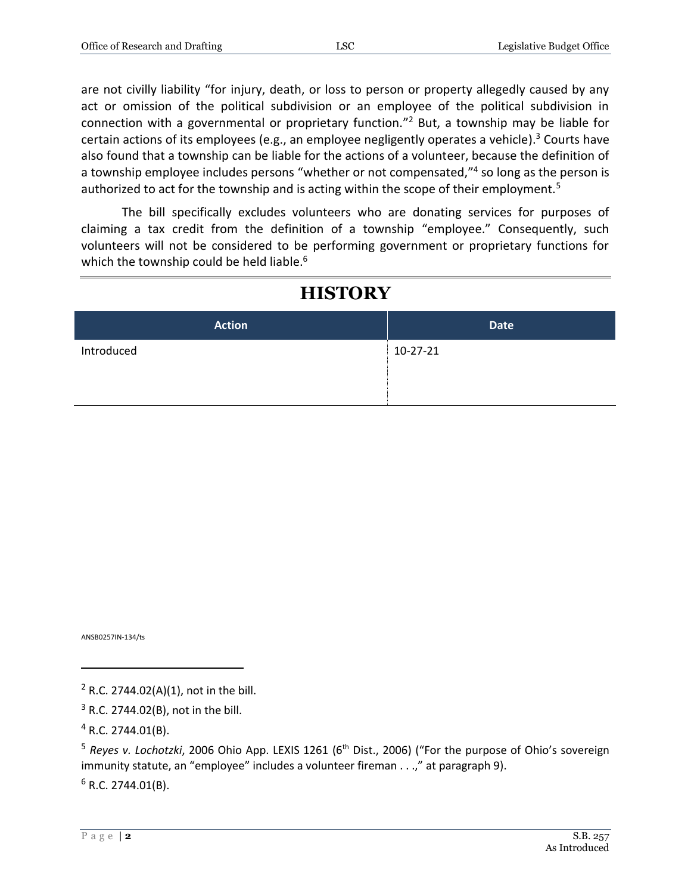are not civilly liability "for injury, death, or loss to person or property allegedly caused by any act or omission of the political subdivision or an employee of the political subdivision in connection with a governmental or proprietary function."[2] But, a township may be liable for certain actions of its employees (e.g., an employee negligently operates a vehicle).[3] Courts have also found that a township can be liable for the actions of a volunteer, because the definition of a township employee includes persons "whether or not compensated,"[4] so long as the person is authorized to act for the township and is acting within the scope of their employment.[5]

The bill specifically excludes volunteers who are donating services for purposes of claiming a tax credit from the definition of a township "employee." Consequently, such volunteers will not be considered to be performing government or proprietary functions for which the township could be held liable.[6]

# HISTORY

| Action | Date |
|---|---|
| Introduced | 10-27-21 |

ANSB0257IN-134/ts

---

[2] R.C. 2744.02(A)(1), not in the bill.

[3] R.C. 2744.02(B), not in the bill.

[4] R.C. 2744.01(B).

[5] *Reyes v. Lochotzki*, 2006 Ohio App. LEXIS 1261 (6th Dist., 2006) ("For the purpose of Ohio's sovereign immunity statute, an "employee" includes a volunteer fireman . . .," at paragraph 9).

[6] R.C. 2744.01(B).